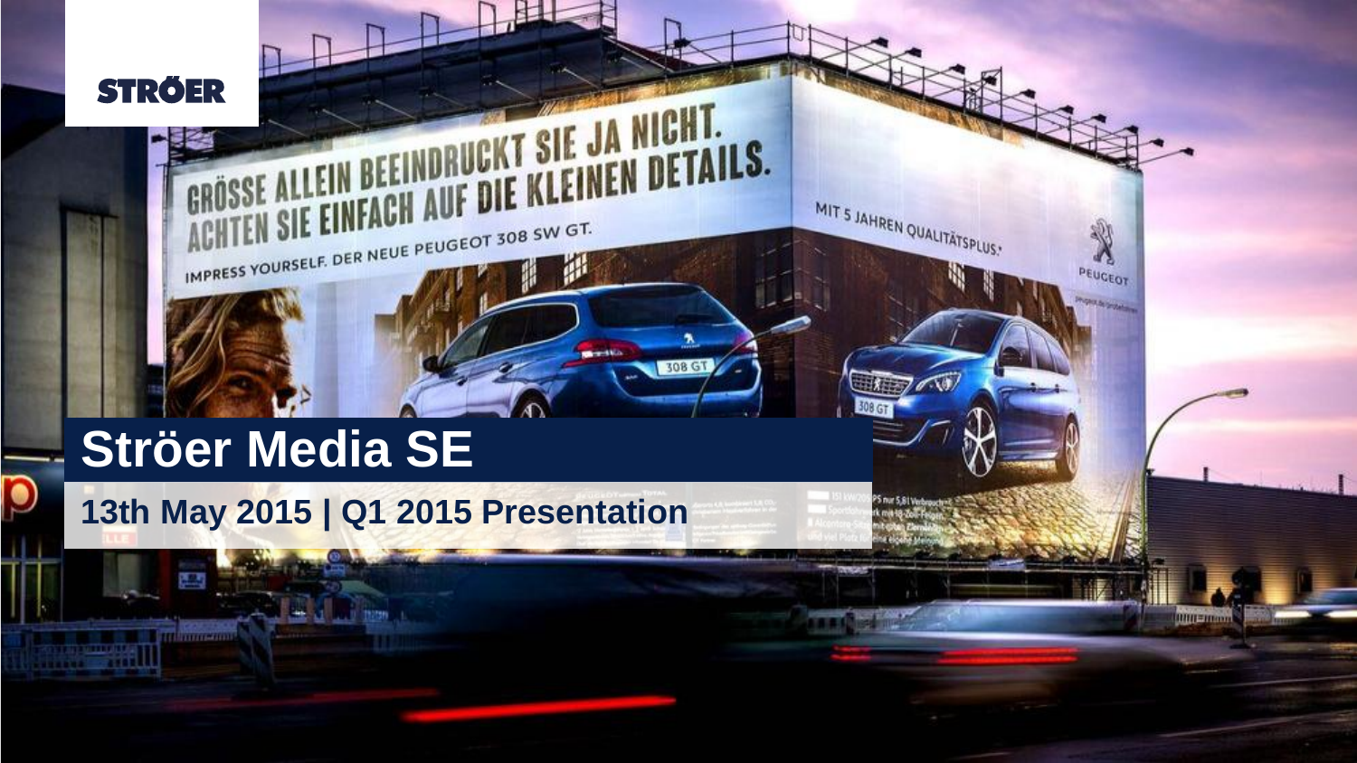STRÖER

# Ströer Media SE

## 13th May 2015 | Q1 2015 Presentation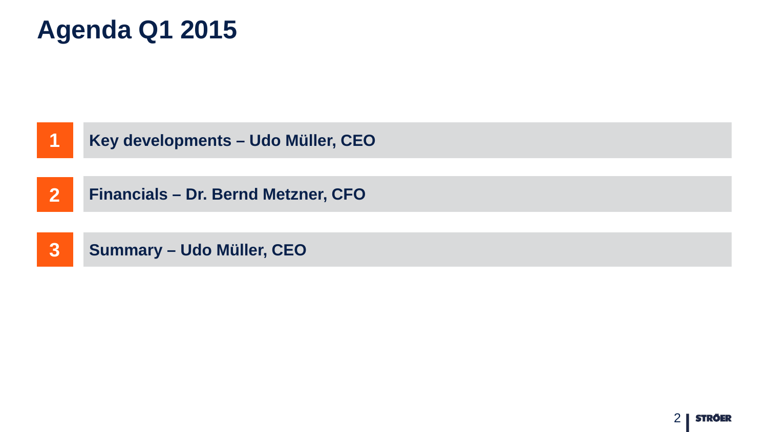# Agenda Q1 2015

1. **Key developments – Udo Müller, CEO**
2. **Financials – Dr. Bernd Metzner, CFO**
3. **Summary – Udo Müller, CEO**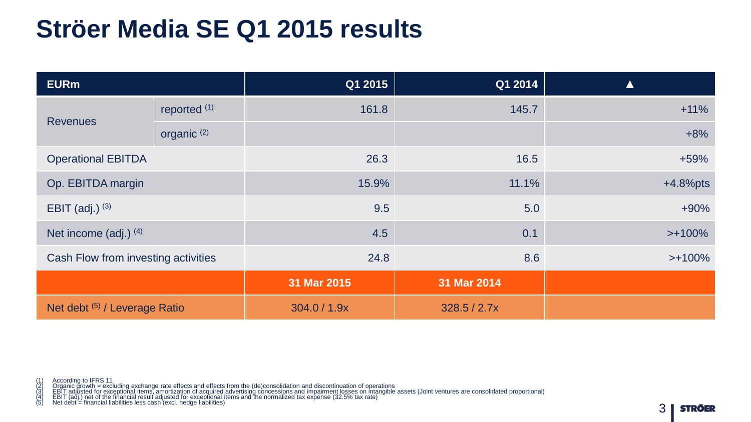# Ströer Media SE Q1 2015 results

| EURm | | Q1 2015 | Q1 2014 | ▲ |
|---|---|---|---|---|
| Revenues | reported [(1)] | 161.8 | 145.7 | +11% |
| | organic [(2)] | | | +8% |
| Operational EBITDA | | 26.3 | 16.5 | +59% |
| Op. EBITDA margin | | 15.9% | 11.1% | +4.8%pts |
| EBIT (adj.) [(3)] | | 9.5 | 5.0 | +90% |
| Net income (adj.) [(4)] | | 4.5 | 0.1 | >+100% |
| Cash Flow from investing activities | | 24.8 | 8.6 | >+100% |
| | | **31 Mar 2015** | **31 Mar 2014** | |
| Net debt [(5)] / Leverage Ratio | | 304.0 / 1.9x | 328.5 / 2.7x | |

(1) According to IFRS 11
(2) Organic growth = excluding exchange rate effects and effects from the (de)consolidation and discontinuation of operations
(3) EBIT adjusted for exceptional items, amortization of acquired advertising concessions and impairment losses on intangible assets (Joint ventures are consolidated proportional)
(4) EBIT (adj.) net of the financial result adjusted for exceptional items and the normalized tax expense (32.5% tax rate)
(5) Net debt = financial liabilities less cash (excl. hedge liabilities)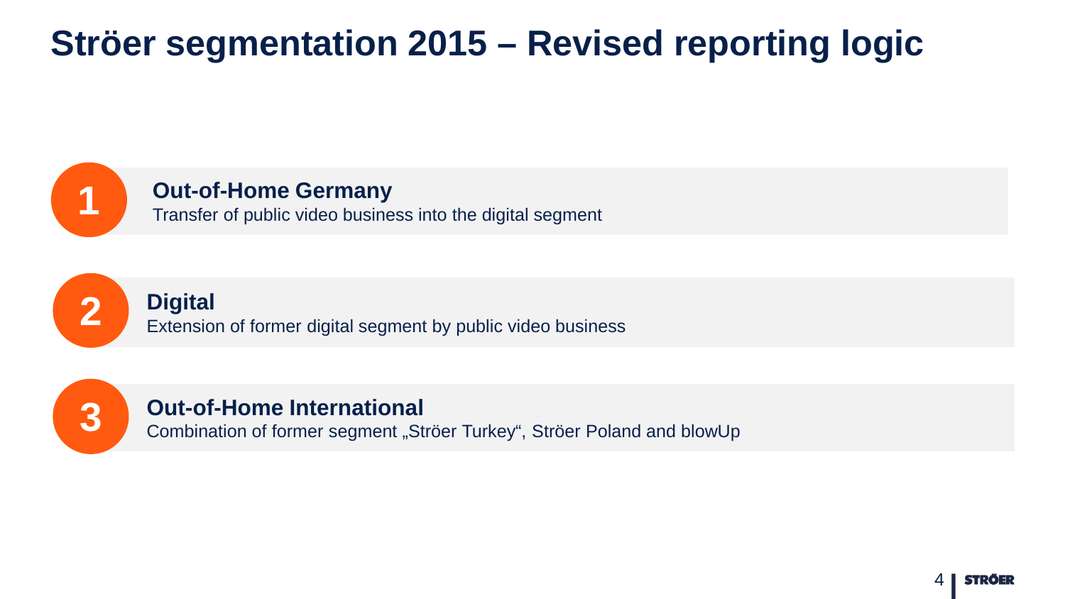# Ströer segmentation 2015 – Revised reporting logic

1. **Out-of-Home Germany**
   Transfer of public video business into the digital segment

2. **Digital**
   Extension of former digital segment by public video business

3. **Out-of-Home International**
   Combination of former segment „Ströer Turkey“, Ströer Poland and blowUp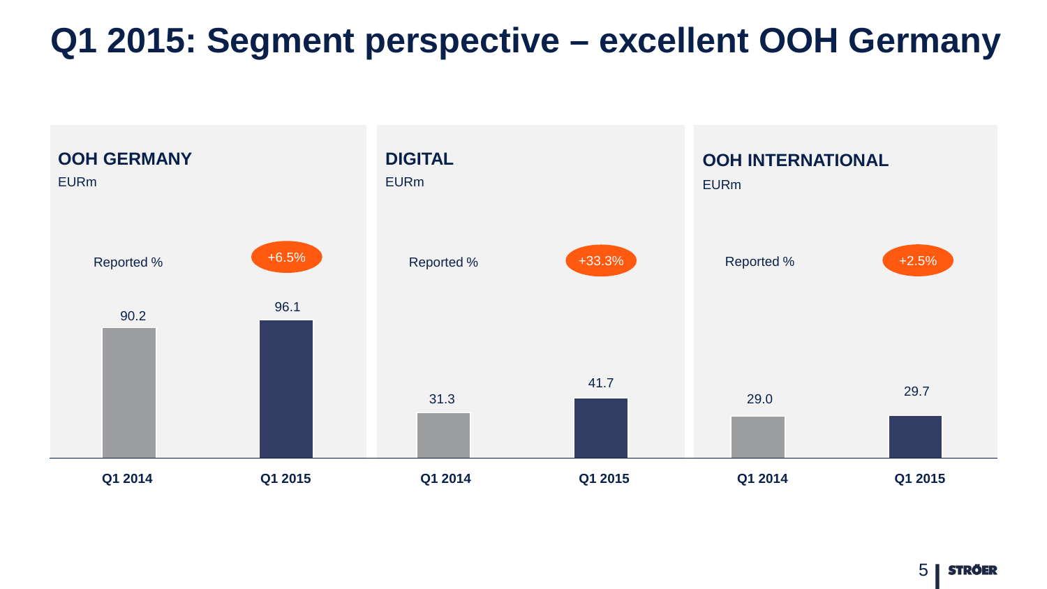# Q1 2015: Segment perspective – excellent OOH Germany

## OOH GERMANY

EURm

| | Q1 2014 | Q1 2015 |
|---|---|---|
| Revenue | 90.2 | 96.1 |
| Reported % | | +6.5% |

## DIGITAL

EURm

| | Q1 2014 | Q1 2015 |
|---|---|---|
| Revenue | 31.3 | 41.7 |
| Reported % | | +33.3% |

## OOH INTERNATIONAL

EURm

| | Q1 2014 | Q1 2015 |
|---|---|---|
| Revenue | 29.0 | 29.7 |
| Reported % | | +2.5% |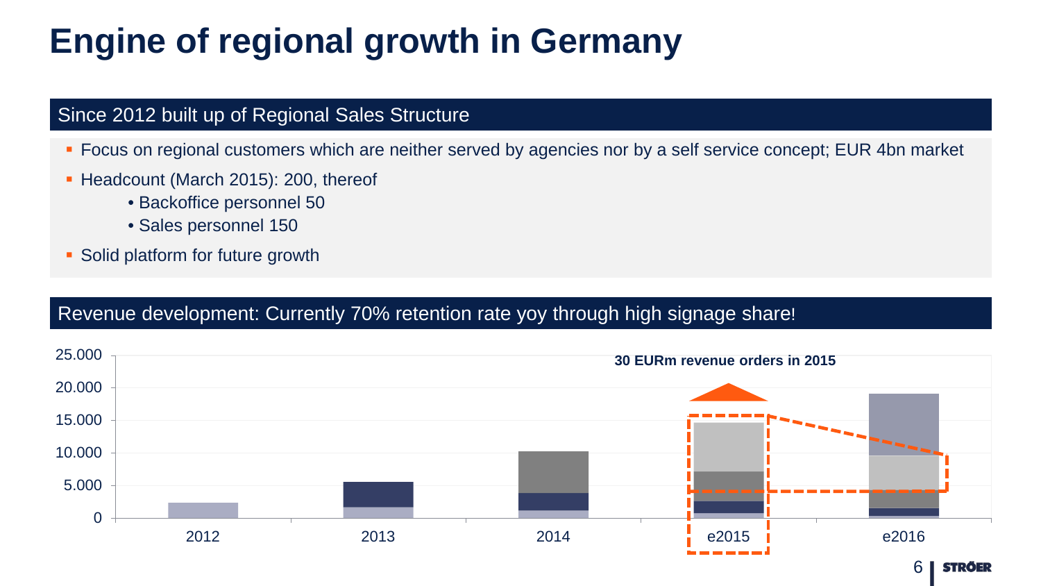# Engine of regional growth in Germany

## Since 2012 built up of Regional Sales Structure

- Focus on regional customers which are neither served by agencies nor by a self service concept; EUR 4bn market
- Headcount (March 2015): 200, thereof
  - Backoffice personnel 50
  - Sales personnel 150
- Solid platform for future growth

## Revenue development: Currently 70% retention rate yoy through high signage share!

25.000
20.000
15.000
10.000
5.000
0

2012 2013 2014 e2015 e2016

**30 EURm revenue orders in 2015**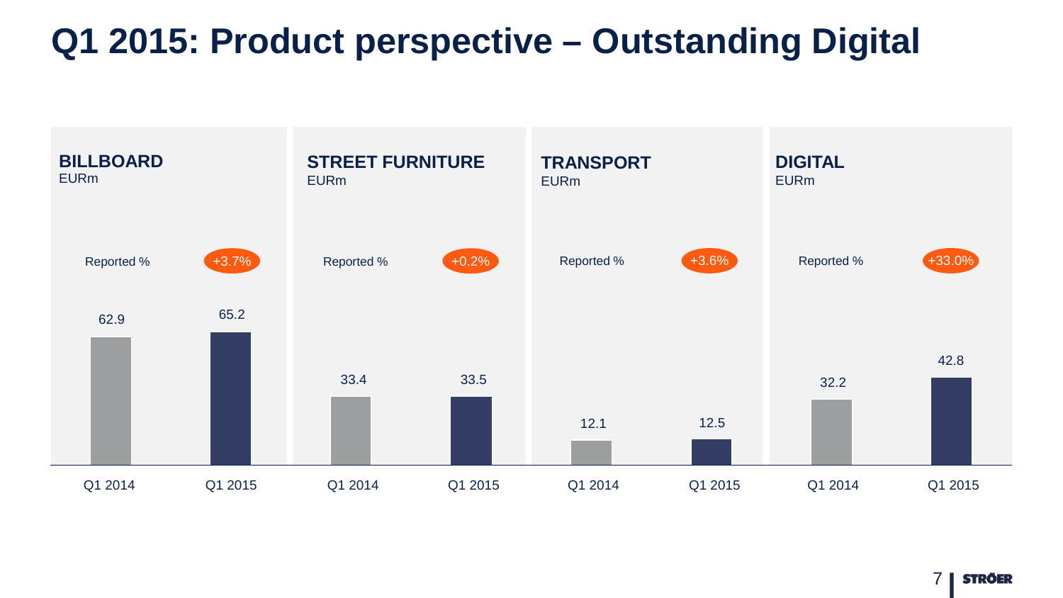# Q1 2015: Product perspective – Outstanding Digital

| EURm | Q1 2014 | Q1 2015 | Reported % |
|---|---|---|---|
| BILLBOARD | 62.9 | 65.2 | +3.7% |
| STREET FURNITURE | 33.4 | 33.5 | +0.2% |
| TRANSPORT | 12.1 | 12.5 | +3.6% |
| DIGITAL | 32.2 | 42.8 | +33.0% |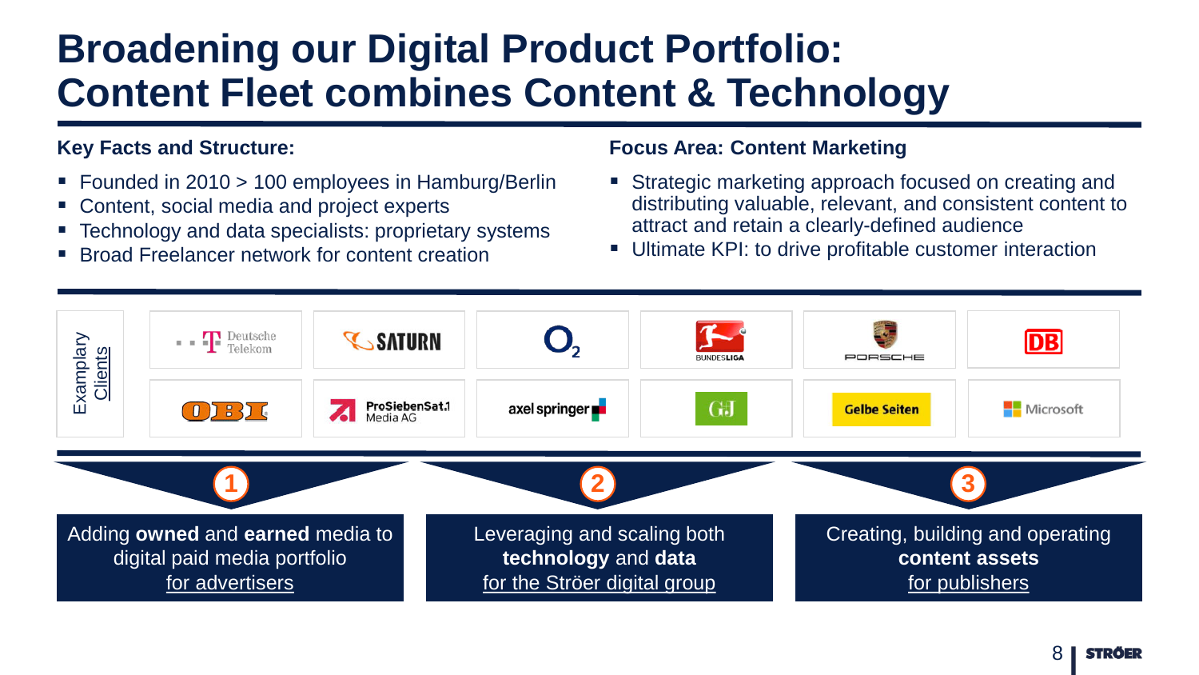# Broadening our Digital Product Portfolio: Content Fleet combines Content & Technology

### Key Facts and Structure:

- Founded in 2010 > 100 employees in Hamburg/Berlin
- Content, social media and project experts
- Technology and data specialists: proprietary systems
- Broad Freelancer network for content creation

### Focus Area: Content Marketing

- Strategic marketing approach focused on creating and distributing valuable, relevant, and consistent content to attract and retain a clearly-defined audience
- Ultimate KPI: to drive profitable customer interaction

**Exemplary Clients**

| | | | | | |
|---|---|---|---|---|---|
| Deutsche Telekom | SATURN | O2 | BUNDESLIGA | PORSCHE | DB |
| OBI | ProSiebenSat.1 Media AG | axel springer | G+J | Gelbe Seiten | Microsoft |

**1** Adding **owned** and **earned** media to digital paid media portfolio for advertisers

**2** Leveraging and scaling both **technology** and **data** for the Ströer digital group

**3** Creating, building and operating **content assets** for publishers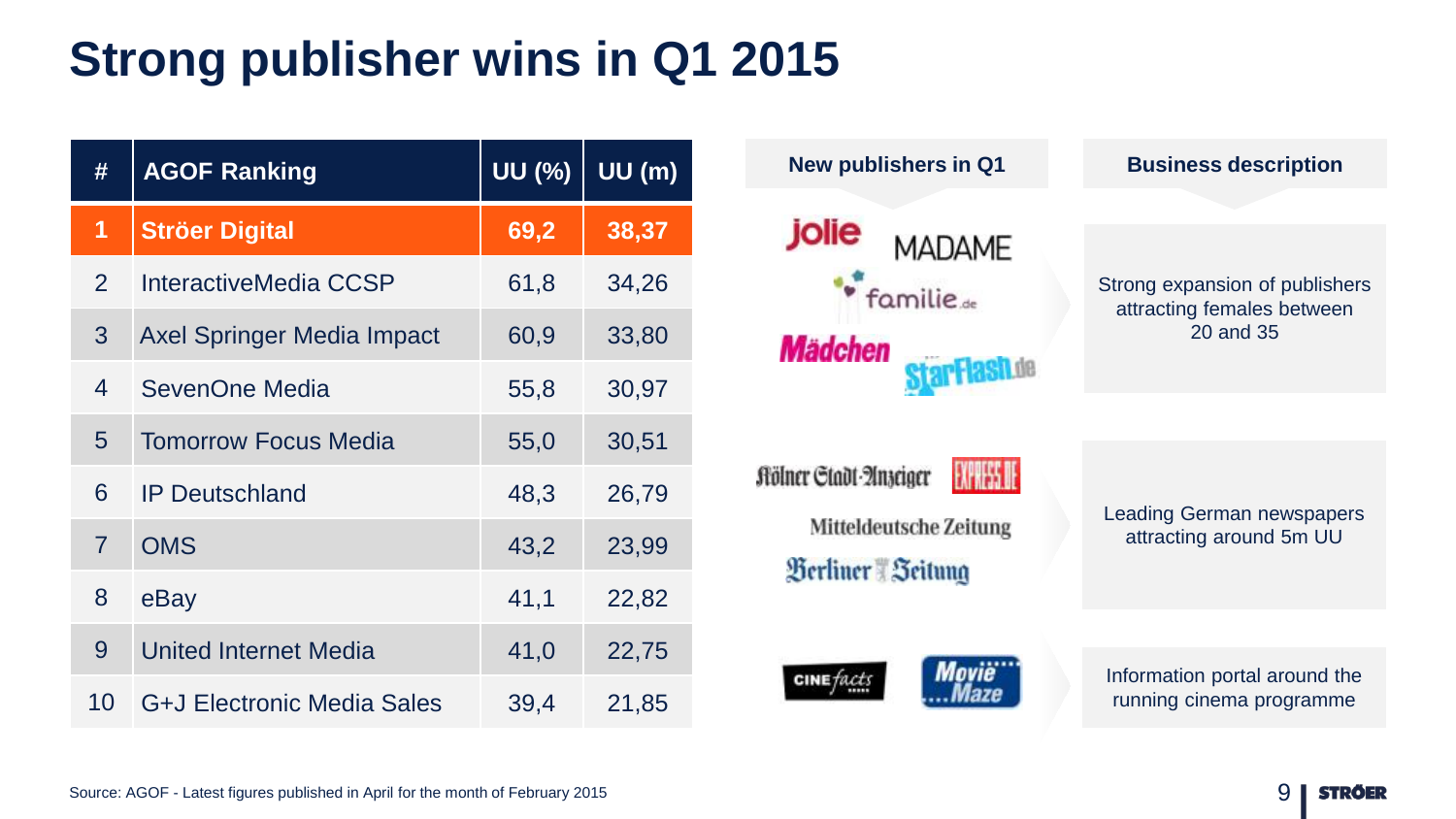# Strong publisher wins in Q1 2015

| # | AGOF Ranking | UU (%) | UU (m) |
|---|---|---|---|
| 1 | **Ströer Digital** | **69,2** | **38,37** |
| 2 | InteractiveMedia CCSP | 61,8 | 34,26 |
| 3 | Axel Springer Media Impact | 60,9 | 33,80 |
| 4 | SevenOne Media | 55,8 | 30,97 |
| 5 | Tomorrow Focus Media | 55,0 | 30,51 |
| 6 | IP Deutschland | 48,3 | 26,79 |
| 7 | OMS | 43,2 | 23,99 |
| 8 | eBay | 41,1 | 22,82 |
| 9 | United Internet Media | 41,0 | 22,75 |
| 10 | G+J Electronic Media Sales | 39,4 | 21,85 |

| New publishers in Q1 | Business description |
|---|---|
| jolie, MADAME, familie.de, Mädchen, StarFlash.de | Strong expansion of publishers attracting females between 20 and 35 |
| Kölner Stadt-Anzeiger, EXPRESS.DE, Mitteldeutsche Zeitung, Berliner Zeitung | Leading German newspapers attracting around 5m UU |
| CINEfacts, Movie Maze | Information portal around the running cinema programme |

Source: AGOF - Latest figures published in April for the month of February 2015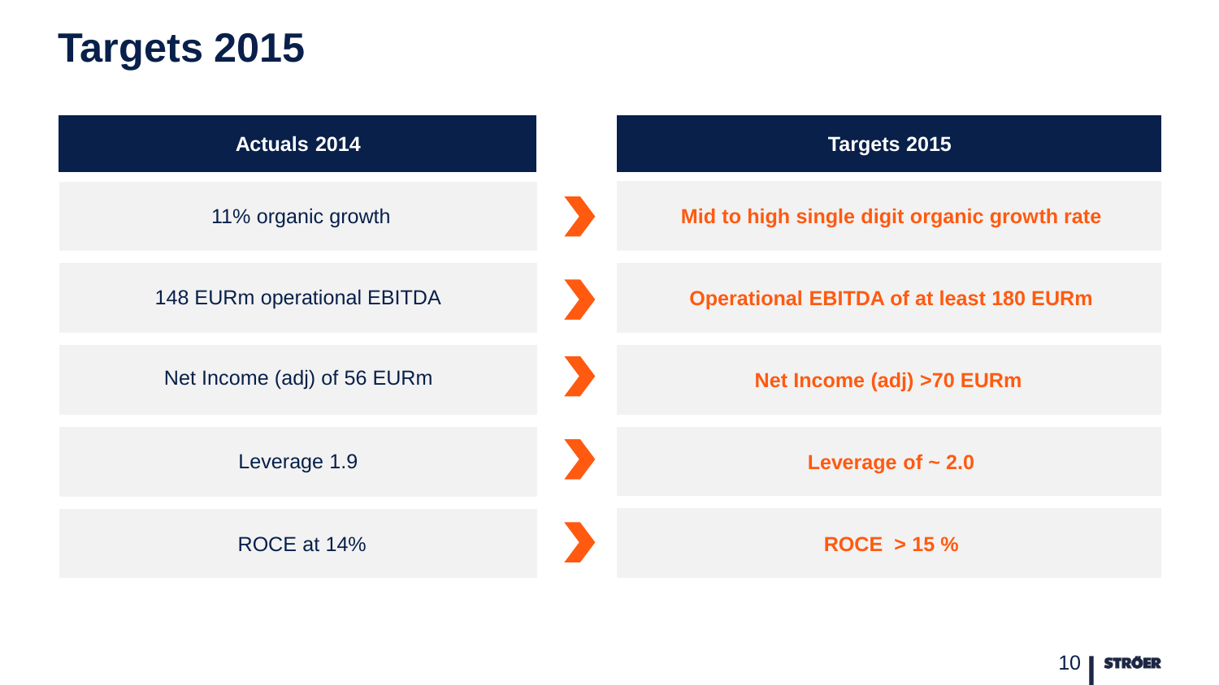# Targets 2015

| Actuals 2014 | Targets 2015 |
| --- | --- |
| 11% organic growth | **Mid to high single digit organic growth rate** |
| 148 EURm operational EBITDA | **Operational EBITDA of at least 180 EURm** |
| Net Income (adj) of 56 EURm | **Net Income (adj) >70 EURm** |
| Leverage 1.9 | **Leverage of ~ 2.0** |
| ROCE at 14% | **ROCE > 15 %** |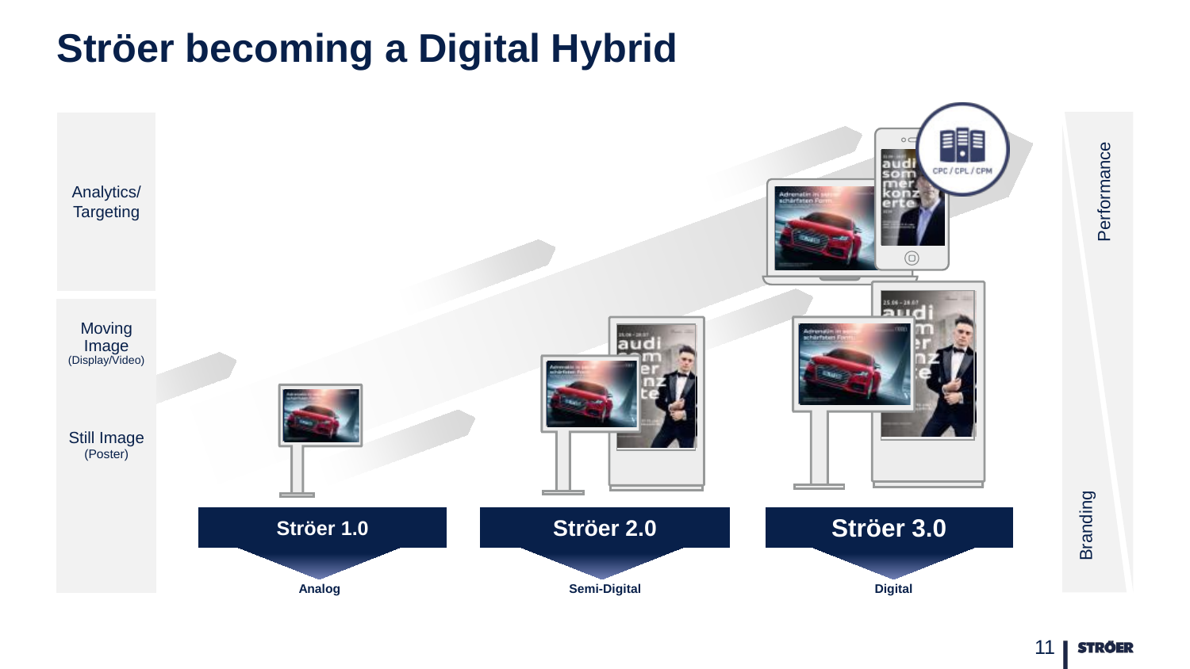# Ströer becoming a Digital Hybrid

Analytics/ Targeting

Moving Image (Display/Video)

Still Image (Poster)

CPC / CPL / CPM

Performance

Branding

**Ströer 1.0** — **Analog**

**Ströer 2.0** — **Semi-Digital**

**Ströer 3.0** — **Digital**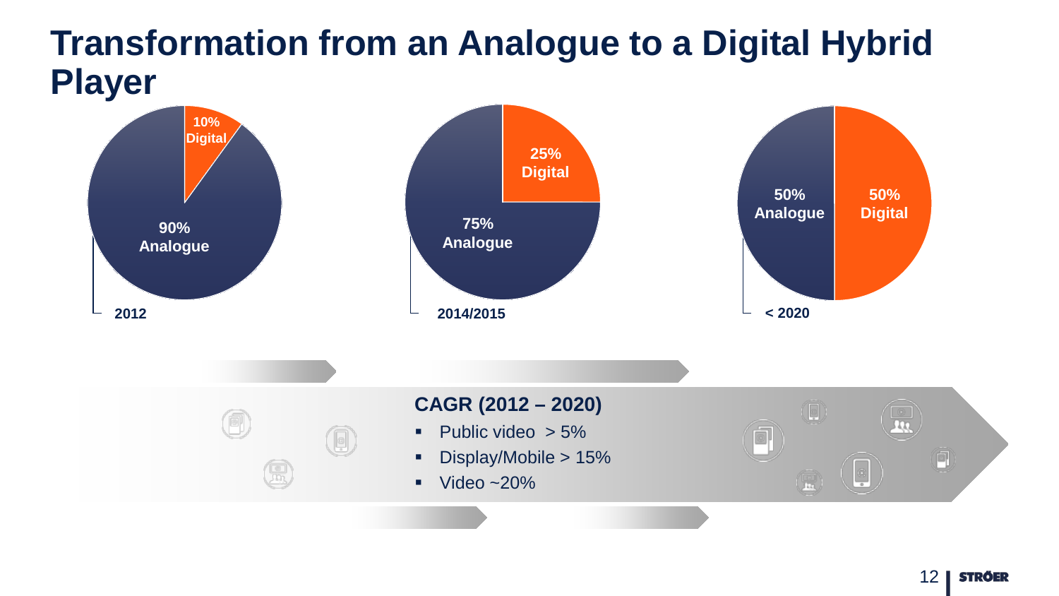# Transformation from an Analogue to a Digital Hybrid Player

**2012**
- 10% Digital
- 90% Analogue

**2014/2015**
- 25% Digital
- 75% Analogue

**< 2020**
- 50% Analogue
- 50% Digital

**CAGR (2012 – 2020)**

- Public video > 5%
- Display/Mobile > 15%
- Video ~20%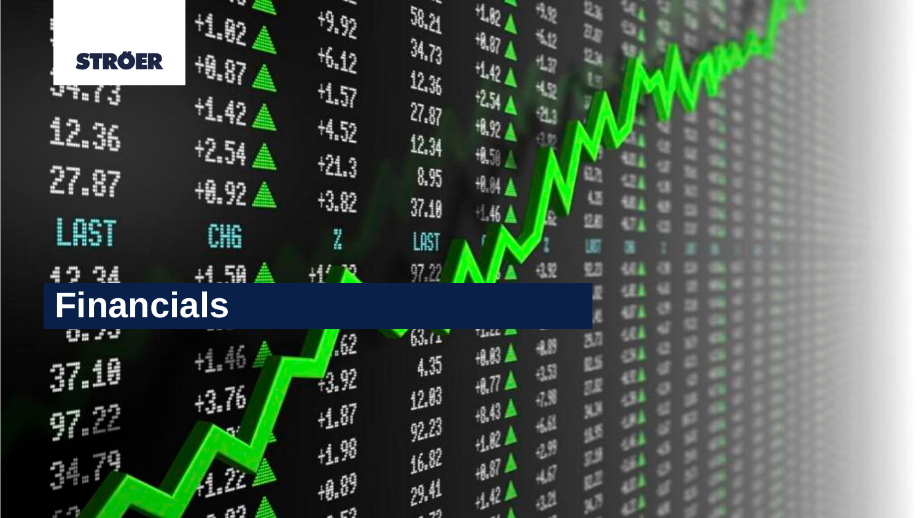# Financials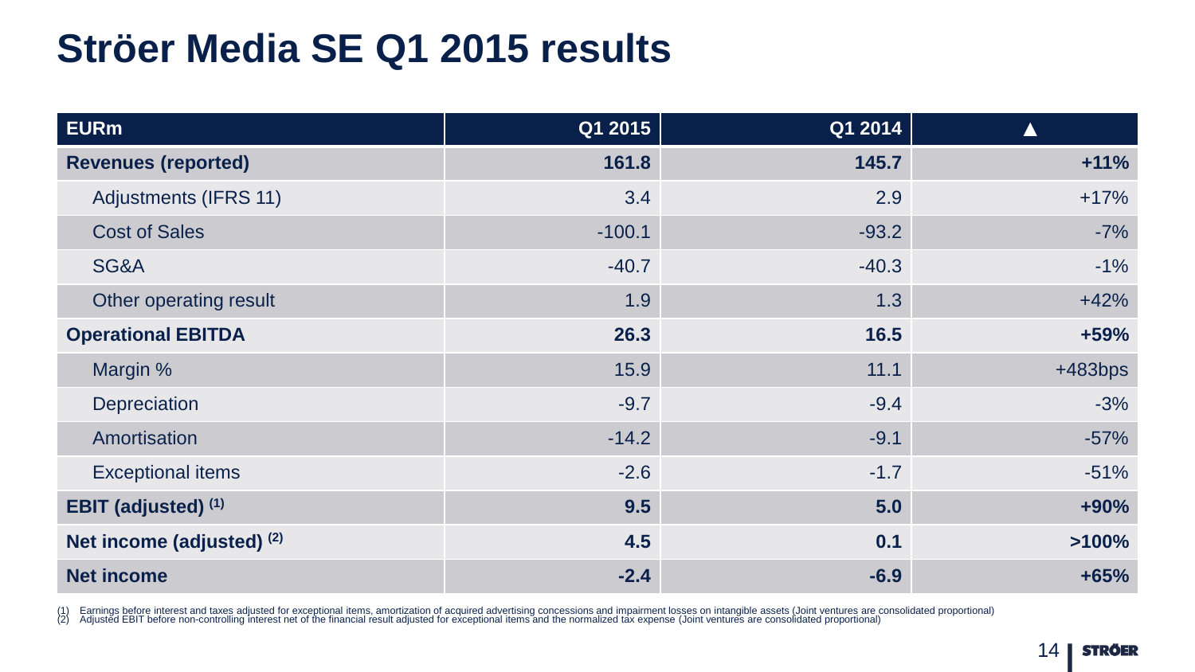# Ströer Media SE Q1 2015 results

| EURm | Q1 2015 | Q1 2014 | ▲ |
|---|---|---|---|
| **Revenues (reported)** | **161.8** | **145.7** | **+11%** |
| Adjustments (IFRS 11) | 3.4 | 2.9 | +17% |
| Cost of Sales | -100.1 | -93.2 | -7% |
| SG&A | -40.7 | -40.3 | -1% |
| Other operating result | 1.9 | 1.3 | +42% |
| **Operational EBITDA** | **26.3** | **16.5** | **+59%** |
| Margin % | 15.9 | 11.1 | +483bps |
| Depreciation | -9.7 | -9.4 | -3% |
| Amortisation | -14.2 | -9.1 | -57% |
| Exceptional items | -2.6 | -1.7 | -51% |
| **EBIT (adjusted) (1)** | **9.5** | **5.0** | **+90%** |
| **Net income (adjusted) (2)** | **4.5** | **0.1** | **>100%** |
| **Net income** | **-2.4** | **-6.9** | **+65%** |

(1) Earnings before interest and taxes adjusted for exceptional items, amortization of acquired advertising concessions and impairment losses on intangible assets (Joint ventures are consolidated proportional)
(2) Adjusted EBIT before non-controlling interest net of the financial result adjusted for exceptional items and the normalized tax expense (Joint ventures are consolidated proportional)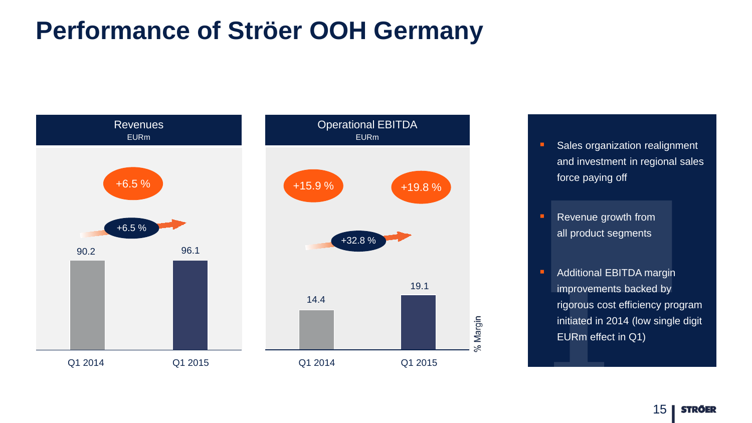# Performance of Ströer OOH Germany

**Revenues**
EURm

+6.5 %

+6.5 %

| | Q1 2014 | Q1 2015 |
|---|---|---|
| Revenues (EURm) | 90.2 | 96.1 |

**Operational EBITDA**
EURm

+15.9 % | +19.8 %

+32.8 %

| | Q1 2014 | Q1 2015 |
|---|---|---|
| Operational EBITDA (EURm) | 14.4 | 19.1 |
| % Margin | +15.9 % | +19.8 % |

% Margin

- Sales organization realignment and investment in regional sales force paying off
- Revenue growth from all product segments
- Additional EBITDA margin improvements backed by rigorous cost efficiency program initiated in 2014 (low single digit EURm effect in Q1)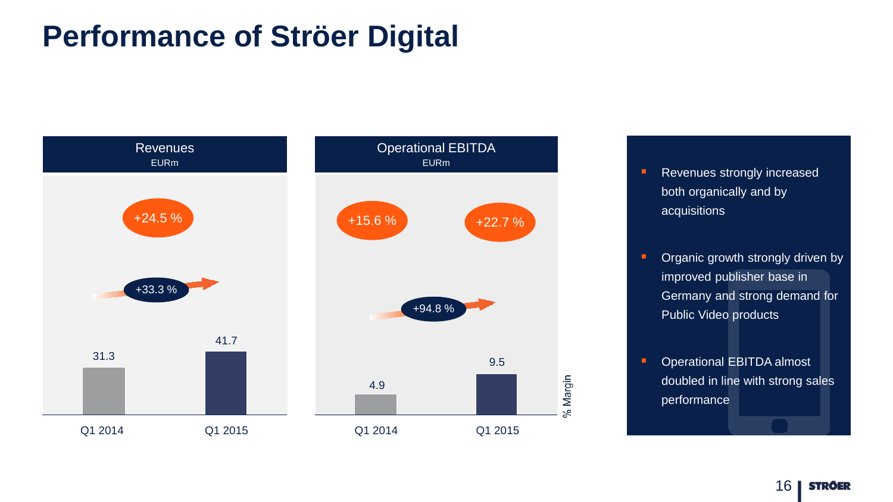# Performance of Ströer Digital

**Revenues**
EURm

| | Q1 2014 | Q1 2015 |
|---|---|---|
| Revenues | 31.3 | 41.7 |

+33.3 %

+24.5 %

**Operational EBITDA**
EURm

| | Q1 2014 | Q1 2015 |
|---|---|---|
| Operational EBITDA | 4.9 | 9.5 |
| % Margin | +15.6 % | +22.7 % |

+94.8 %

- Revenues strongly increased both organically and by acquisitions
- Organic growth strongly driven by improved publisher base in Germany and strong demand for Public Video products
- Operational EBITDA almost doubled in line with strong sales performance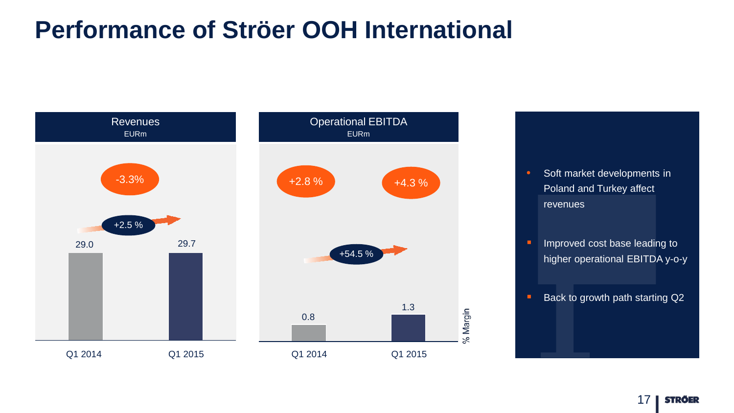# Performance of Ströer OOH International

**Revenues**
EURm

| | Q1 2014 | Q1 2015 |
|---|---|---|
| Revenues | 29.0 | 29.7 |

+2.5 %

-3.3%

**Operational EBITDA**
EURm

| | Q1 2014 | Q1 2015 |
|---|---|---|
| Operational EBITDA | 0.8 | 1.3 |
| % Margin | +2.8 % | +4.3 % |

+54.5 %

- Soft market developments in Poland and Turkey affect revenues
- Improved cost base leading to higher operational EBITDA y-o-y
- Back to growth path starting Q2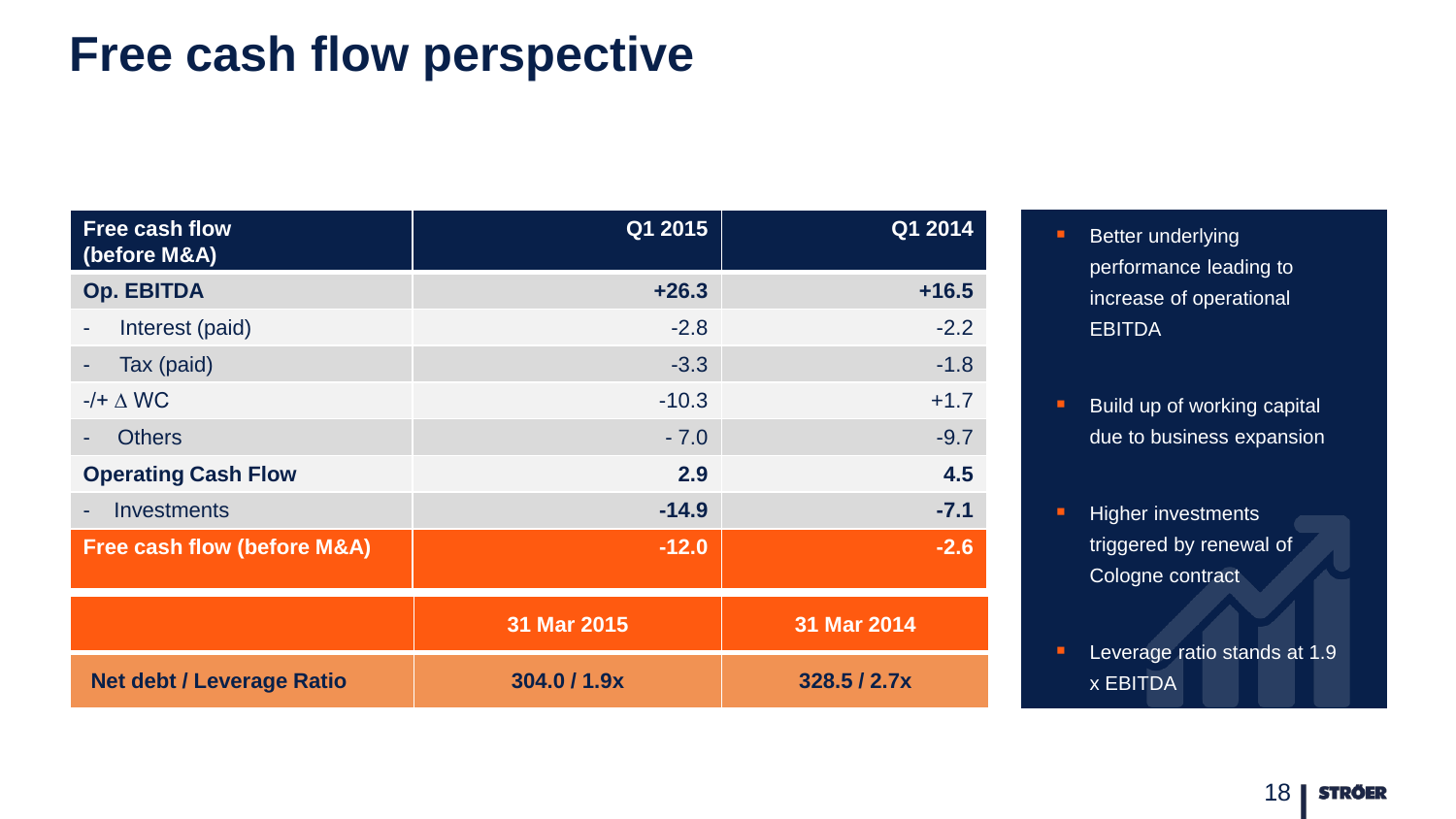# Free cash flow perspective

| Free cash flow (before M&A) | Q1 2015 | Q1 2014 |
|---|---|---|
| **Op. EBITDA** | **+26.3** | **+16.5** |
| - Interest (paid) | -2.8 | -2.2 |
| - Tax (paid) | -3.3 | -1.8 |
| -/+ Δ WC | -10.3 | +1.7 |
| - Others | - 7.0 | -9.7 |
| **Operating Cash Flow** | **2.9** | **4.5** |
| - Investments | **-14.9** | **-7.1** |
| **Free cash flow (before M&A)** | **-12.0** | **-2.6** |
| | **31 Mar 2015** | **31 Mar 2014** |
| **Net debt / Leverage Ratio** | **304.0 / 1.9x** | **328.5 / 2.7x** |

- Better underlying performance leading to increase of operational EBITDA
- Build up of working capital due to business expansion
- Higher investments triggered by renewal of Cologne contract
- Leverage ratio stands at 1.9 x EBITDA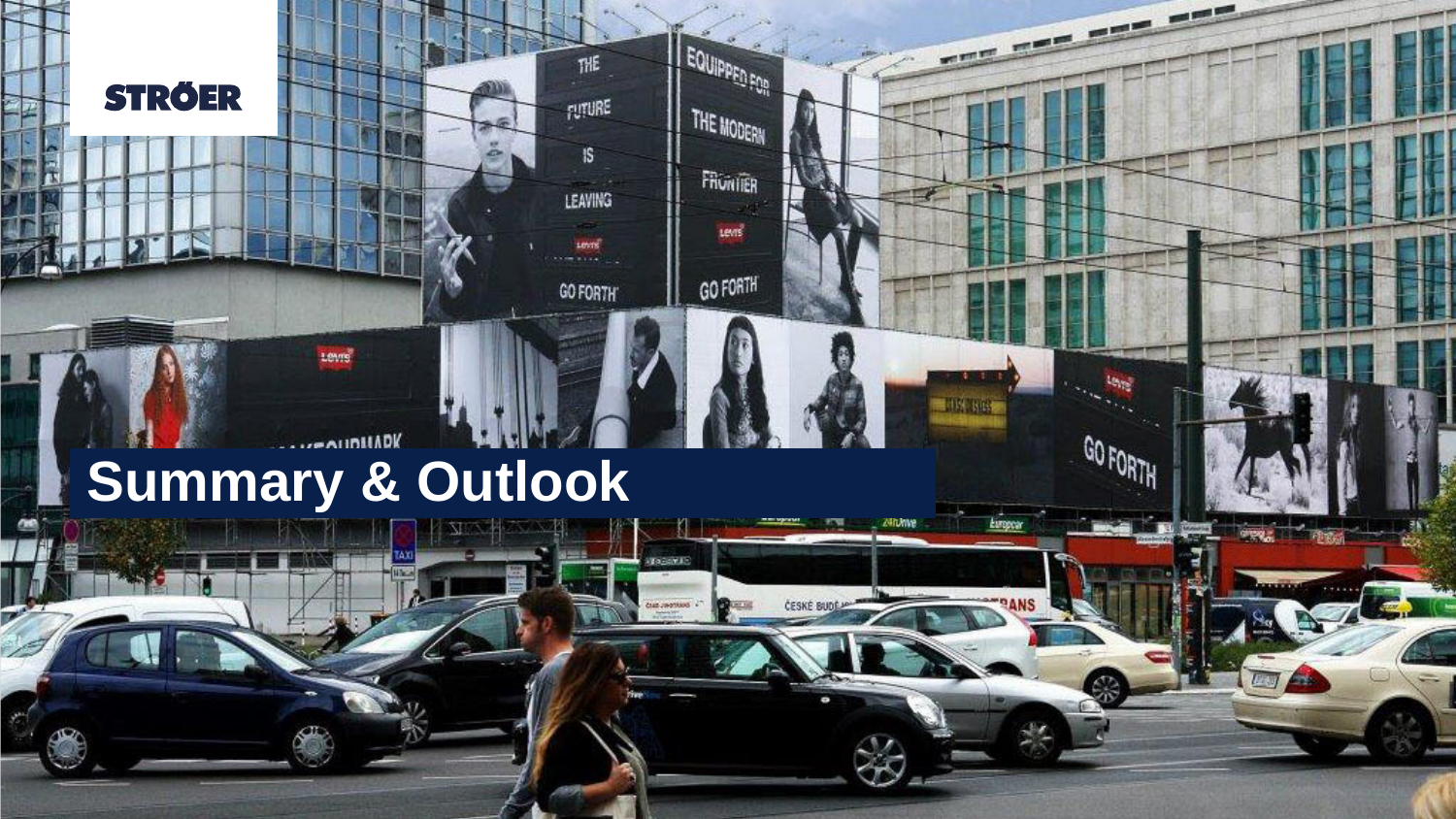# Summary & Outlook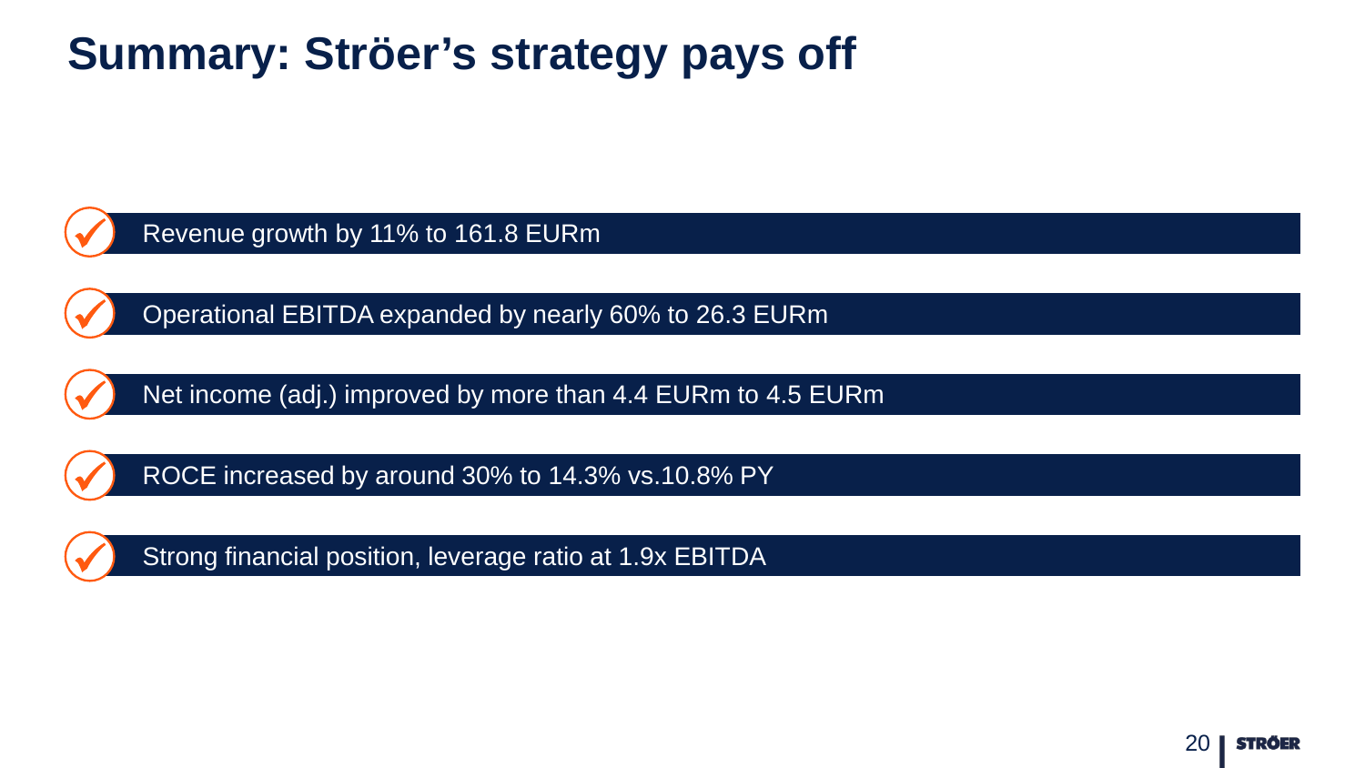# Summary: Ströer's strategy pays off

- Revenue growth by 11% to 161.8 EURm
- Operational EBITDA expanded by nearly 60% to 26.3 EURm
- Net income (adj.) improved by more than 4.4 EURm to 4.5 EURm
- ROCE increased by around 30% to 14.3% vs.10.8% PY
- Strong financial position, leverage ratio at 1.9x EBITDA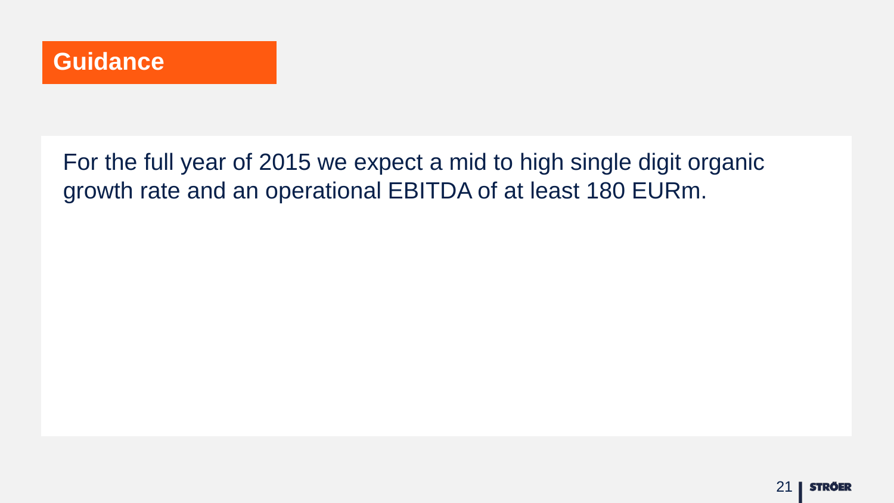# Guidance

For the full year of 2015 we expect a mid to high single digit organic growth rate and an operational EBITDA of at least 180 EURm.